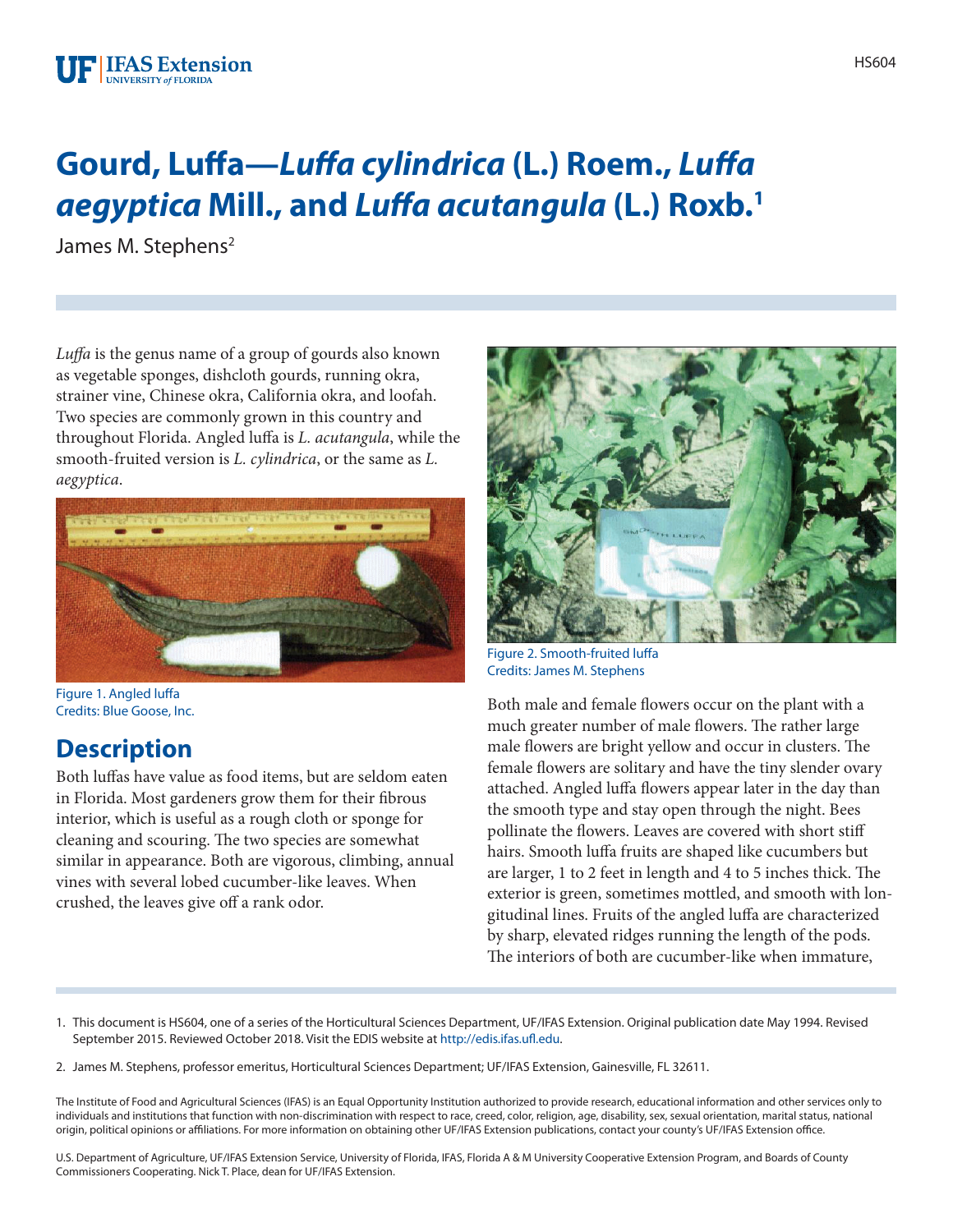# Gourd, Luffa—*Luffa cylindrica* (L.) Roem., *Luffa aegyptica* Mill., and *Luffa acutangula* (L.) Roxb.[1]

James M. Stephens[2]

*Luffa* is the genus name of a group of gourds also known as vegetable sponges, dishcloth gourds, running okra, strainer vine, Chinese okra, California okra, and loofah. Two species are commonly grown in this country and throughout Florida. Angled luffa is *L. acutangula*, while the smooth-fruited version is *L. cylindrica*, or the same as *L. aegyptica*.

Figure 1. Angled luffa
Credits: Blue Goose, Inc.

## Description

Both luffas have value as food items, but are seldom eaten in Florida. Most gardeners grow them for their fibrous interior, which is useful as a rough cloth or sponge for cleaning and scouring. The two species are somewhat similar in appearance. Both are vigorous, climbing, annual vines with several lobed cucumber-like leaves. When crushed, the leaves give off a rank odor.

Figure 2. Smooth-fruited luffa
Credits: James M. Stephens

Both male and female flowers occur on the plant with a much greater number of male flowers. The rather large male flowers are bright yellow and occur in clusters. The female flowers are solitary and have the tiny slender ovary attached. Angled luffa flowers appear later in the day than the smooth type and stay open through the night. Bees pollinate the flowers. Leaves are covered with short stiff hairs. Smooth luffa fruits are shaped like cucumbers but are larger, 1 to 2 feet in length and 4 to 5 inches thick. The exterior is green, sometimes mottled, and smooth with longitudinal lines. Fruits of the angled luffa are characterized by sharp, elevated ridges running the length of the pods. The interiors of both are cucumber-like when immature,

1. This document is HS604, one of a series of the Horticultural Sciences Department, UF/IFAS Extension. Original publication date May 1994. Revised September 2015. Reviewed October 2018. Visit the EDIS website at http://edis.ifas.ufl.edu.

2. James M. Stephens, professor emeritus, Horticultural Sciences Department; UF/IFAS Extension, Gainesville, FL 32611.

The Institute of Food and Agricultural Sciences (IFAS) is an Equal Opportunity Institution authorized to provide research, educational information and other services only to individuals and institutions that function with non-discrimination with respect to race, creed, color, religion, age, disability, sex, sexual orientation, marital status, national origin, political opinions or affiliations. For more information on obtaining other UF/IFAS Extension publications, contact your county's UF/IFAS Extension office.

U.S. Department of Agriculture, UF/IFAS Extension Service, University of Florida, IFAS, Florida A & M University Cooperative Extension Program, and Boards of County Commissioners Cooperating. Nick T. Place, dean for UF/IFAS Extension.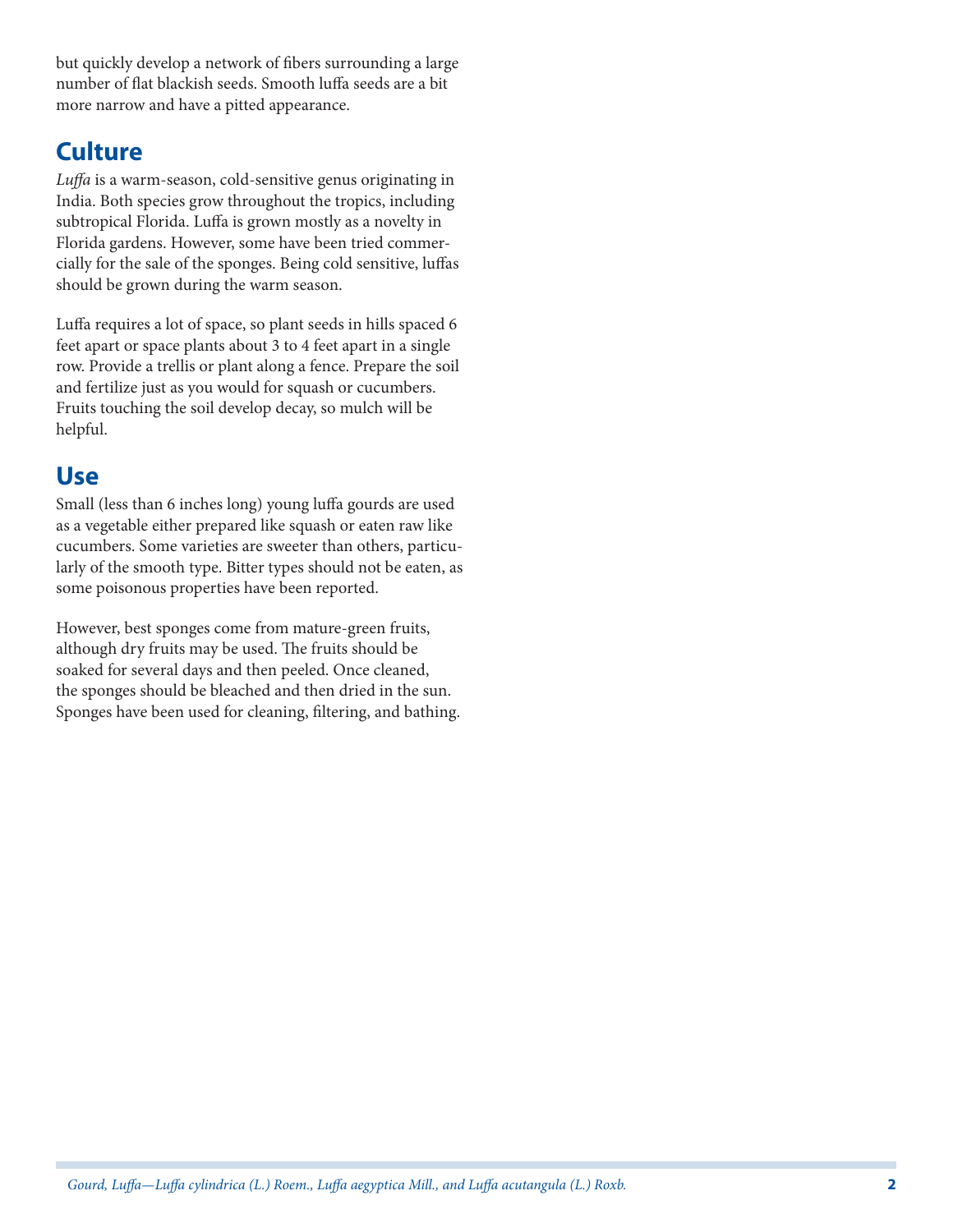but quickly develop a network of fibers surrounding a large number of flat blackish seeds. Smooth luffa seeds are a bit more narrow and have a pitted appearance.

## Culture

*Luffa* is a warm-season, cold-sensitive genus originating in India. Both species grow throughout the tropics, including subtropical Florida. Luffa is grown mostly as a novelty in Florida gardens. However, some have been tried commercially for the sale of the sponges. Being cold sensitive, luffas should be grown during the warm season.

Luffa requires a lot of space, so plant seeds in hills spaced 6 feet apart or space plants about 3 to 4 feet apart in a single row. Provide a trellis or plant along a fence. Prepare the soil and fertilize just as you would for squash or cucumbers. Fruits touching the soil develop decay, so mulch will be helpful.

## Use

Small (less than 6 inches long) young luffa gourds are used as a vegetable either prepared like squash or eaten raw like cucumbers. Some varieties are sweeter than others, particularly of the smooth type. Bitter types should not be eaten, as some poisonous properties have been reported.

However, best sponges come from mature-green fruits, although dry fruits may be used. The fruits should be soaked for several days and then peeled. Once cleaned, the sponges should be bleached and then dried in the sun. Sponges have been used for cleaning, filtering, and bathing.